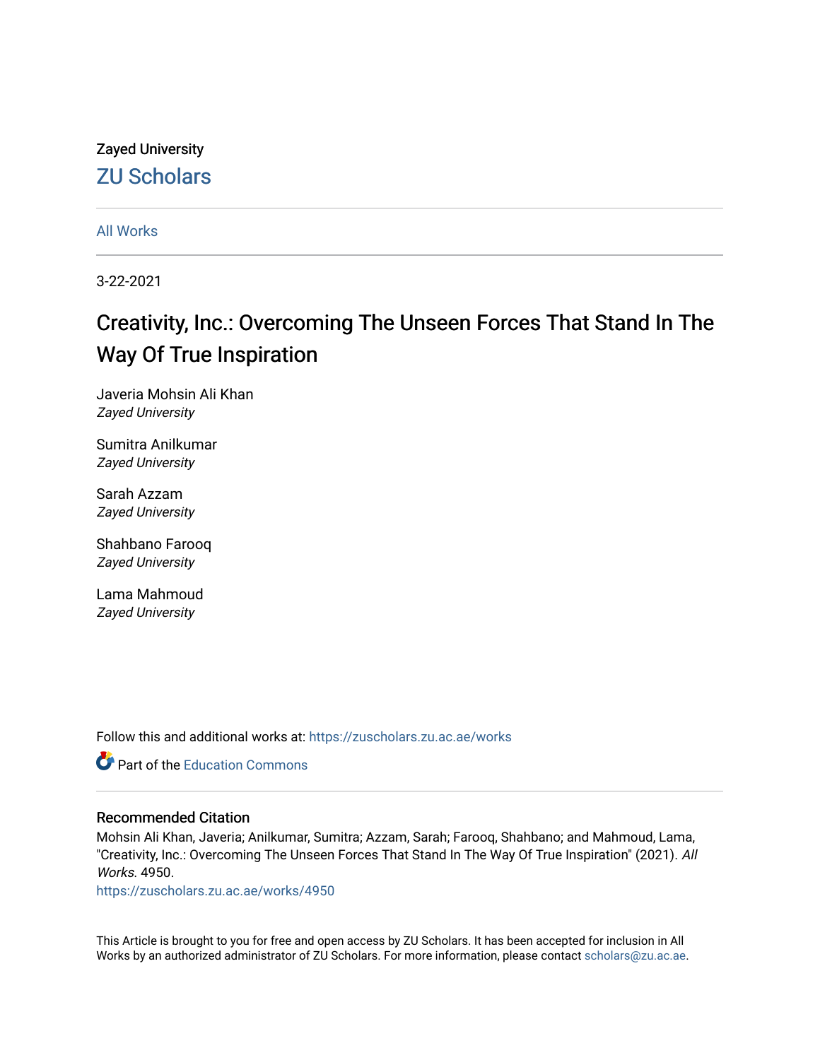Zayed University

## ZU Scholars

All Works

3-22-2021

# Creativity, Inc.: Overcoming The Unseen Forces That Stand In The Way Of True Inspiration

Javeria Mohsin Ali Khan
*Zayed University*

Sumitra Anilkumar
*Zayed University*

Sarah Azzam
*Zayed University*

Shahbano Farooq
*Zayed University*

Lama Mahmoud
*Zayed University*

Follow this and additional works at: https://zuscholars.zu.ac.ae/works

Part of the Education Commons

### Recommended Citation

Mohsin Ali Khan, Javeria; Anilkumar, Sumitra; Azzam, Sarah; Farooq, Shahbano; and Mahmoud, Lama, "Creativity, Inc.: Overcoming The Unseen Forces That Stand In The Way Of True Inspiration" (2021). *All Works*. 4950.
https://zuscholars.zu.ac.ae/works/4950

This Article is brought to you for free and open access by ZU Scholars. It has been accepted for inclusion in All Works by an authorized administrator of ZU Scholars. For more information, please contact scholars@zu.ac.ae.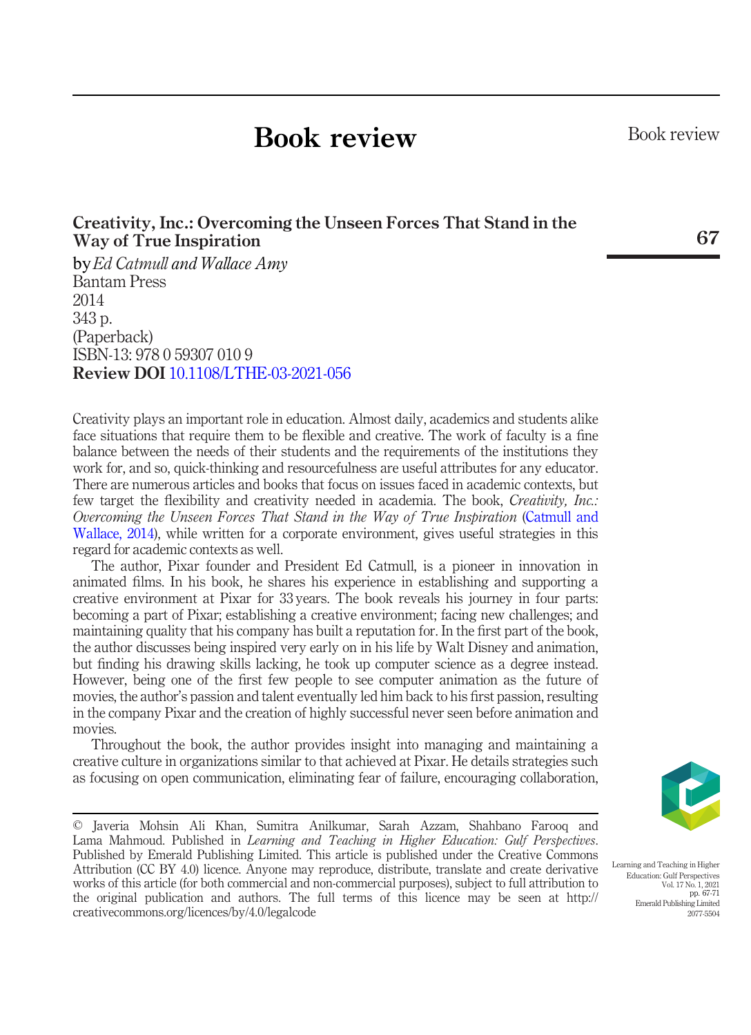# Book review

## Creativity, Inc.: Overcoming the Unseen Forces That Stand in the Way of True Inspiration

by *Ed Catmull and Wallace Amy*
Bantam Press
2014
343 p.
(Paperback)
ISBN-13: 978 0 59307 010 9
**Review DOI** 10.1108/LTHE-03-2021-056

Creativity plays an important role in education. Almost daily, academics and students alike face situations that require them to be flexible and creative. The work of faculty is a fine balance between the needs of their students and the requirements of the institutions they work for, and so, quick-thinking and resourcefulness are useful attributes for any educator. There are numerous articles and books that focus on issues faced in academic contexts, but few target the flexibility and creativity needed in academia. The book, *Creativity, Inc.: Overcoming the Unseen Forces That Stand in the Way of True Inspiration* (Catmull and Wallace, 2014), while written for a corporate environment, gives useful strategies in this regard for academic contexts as well.

The author, Pixar founder and President Ed Catmull, is a pioneer in innovation in animated films. In his book, he shares his experience in establishing and supporting a creative environment at Pixar for 33 years. The book reveals his journey in four parts: becoming a part of Pixar; establishing a creative environment; facing new challenges; and maintaining quality that his company has built a reputation for. In the first part of the book, the author discusses being inspired very early on in his life by Walt Disney and animation, but finding his drawing skills lacking, he took up computer science as a degree instead. However, being one of the first few people to see computer animation as the future of movies, the author's passion and talent eventually led him back to his first passion, resulting in the company Pixar and the creation of highly successful never seen before animation and movies.

Throughout the book, the author provides insight into managing and maintaining a creative culture in organizations similar to that achieved at Pixar. He details strategies such as focusing on open communication, eliminating fear of failure, encouraging collaboration,

---

© Javeria Mohsin Ali Khan, Sumitra Anilkumar, Sarah Azzam, Shahbano Farooq and Lama Mahmoud. Published in *Learning and Teaching in Higher Education: Gulf Perspectives*. Published by Emerald Publishing Limited. This article is published under the Creative Commons Attribution (CC BY 4.0) licence. Anyone may reproduce, distribute, translate and create derivative works of this article (for both commercial and non-commercial purposes), subject to full attribution to the original publication and authors. The full terms of this licence may be seen at http://creativecommons.org/licences/by/4.0/legalcode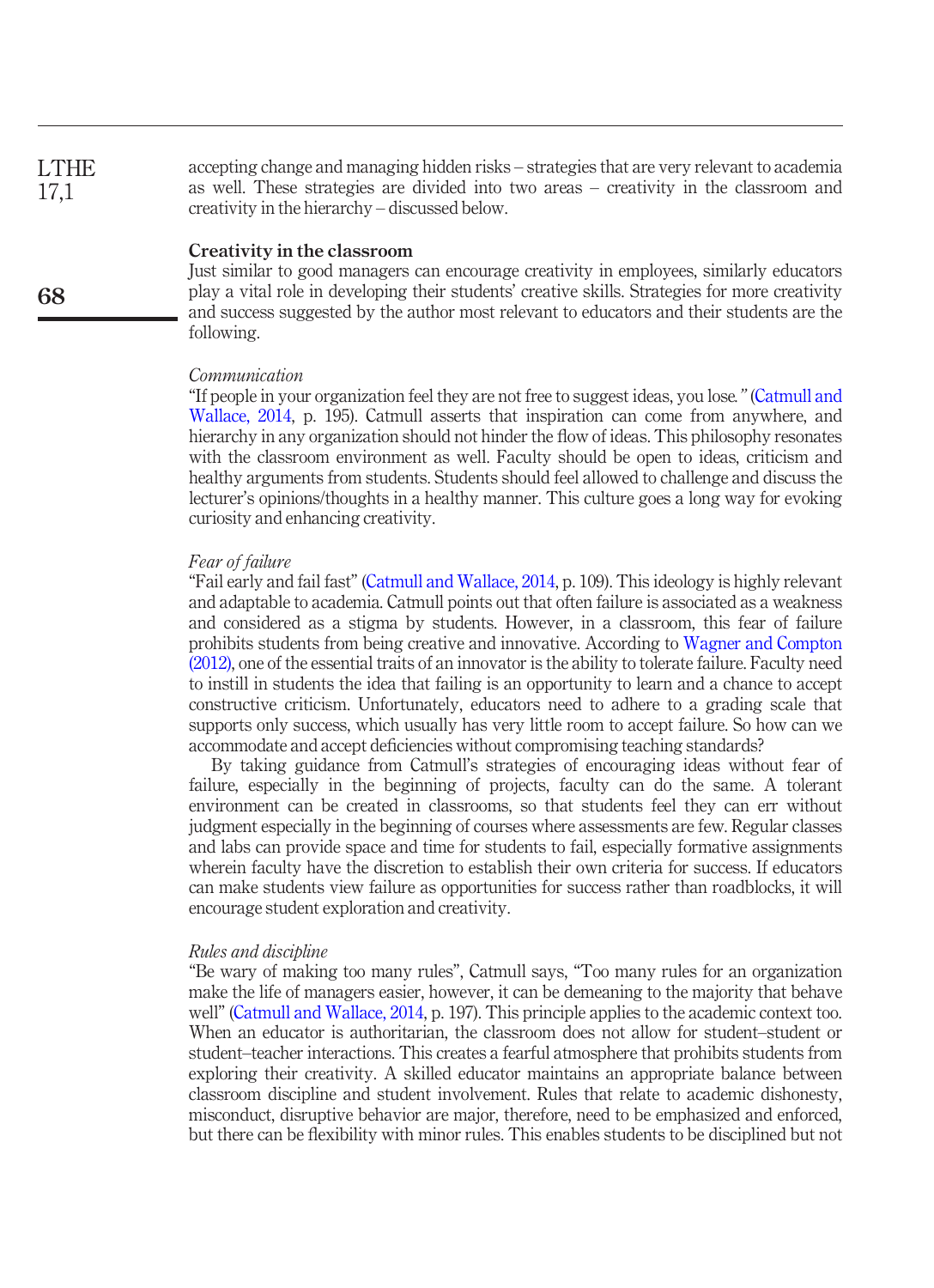accepting change and managing hidden risks – strategies that are very relevant to academia as well. These strategies are divided into two areas – creativity in the classroom and creativity in the hierarchy – discussed below.

**Creativity in the classroom**

Just similar to good managers can encourage creativity in employees, similarly educators play a vital role in developing their students' creative skills. Strategies for more creativity and success suggested by the author most relevant to educators and their students are the following.

*Communication*

"If people in your organization feel they are not free to suggest ideas, you lose." (Catmull and Wallace, 2014, p. 195). Catmull asserts that inspiration can come from anywhere, and hierarchy in any organization should not hinder the flow of ideas. This philosophy resonates with the classroom environment as well. Faculty should be open to ideas, criticism and healthy arguments from students. Students should feel allowed to challenge and discuss the lecturer's opinions/thoughts in a healthy manner. This culture goes a long way for evoking curiosity and enhancing creativity.

*Fear of failure*

"Fail early and fail fast" (Catmull and Wallace, 2014, p. 109). This ideology is highly relevant and adaptable to academia. Catmull points out that often failure is associated as a weakness and considered as a stigma by students. However, in a classroom, this fear of failure prohibits students from being creative and innovative. According to Wagner and Compton (2012), one of the essential traits of an innovator is the ability to tolerate failure. Faculty need to instill in students the idea that failing is an opportunity to learn and a chance to accept constructive criticism. Unfortunately, educators need to adhere to a grading scale that supports only success, which usually has very little room to accept failure. So how can we accommodate and accept deficiencies without compromising teaching standards?

By taking guidance from Catmull's strategies of encouraging ideas without fear of failure, especially in the beginning of projects, faculty can do the same. A tolerant environment can be created in classrooms, so that students feel they can err without judgment especially in the beginning of courses where assessments are few. Regular classes and labs can provide space and time for students to fail, especially formative assignments wherein faculty have the discretion to establish their own criteria for success. If educators can make students view failure as opportunities for success rather than roadblocks, it will encourage student exploration and creativity.

*Rules and discipline*

"Be wary of making too many rules", Catmull says, "Too many rules for an organization make the life of managers easier, however, it can be demeaning to the majority that behave well" (Catmull and Wallace, 2014, p. 197). This principle applies to the academic context too. When an educator is authoritarian, the classroom does not allow for student–student or student–teacher interactions. This creates a fearful atmosphere that prohibits students from exploring their creativity. A skilled educator maintains an appropriate balance between classroom discipline and student involvement. Rules that relate to academic dishonesty, misconduct, disruptive behavior are major, therefore, need to be emphasized and enforced, but there can be flexibility with minor rules. This enables students to be disciplined but not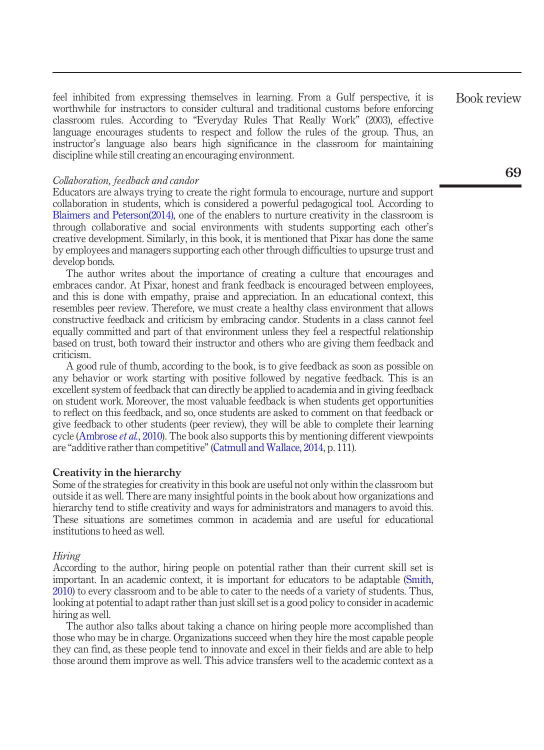feel inhibited from expressing themselves in learning. From a Gulf perspective, it is worthwhile for instructors to consider cultural and traditional customs before enforcing classroom rules. According to "Everyday Rules That Really Work" (2003), effective language encourages students to respect and follow the rules of the group. Thus, an instructor's language also bears high significance in the classroom for maintaining discipline while still creating an encouraging environment.

*Collaboration, feedback and candor*

Educators are always trying to create the right formula to encourage, nurture and support collaboration in students, which is considered a powerful pedagogical tool. According to Blaimers and Peterson(2014), one of the enablers to nurture creativity in the classroom is through collaborative and social environments with students supporting each other's creative development. Similarly, in this book, it is mentioned that Pixar has done the same by employees and managers supporting each other through difficulties to upsurge trust and develop bonds.

The author writes about the importance of creating a culture that encourages and embraces candor. At Pixar, honest and frank feedback is encouraged between employees, and this is done with empathy, praise and appreciation. In an educational context, this resembles peer review. Therefore, we must create a healthy class environment that allows constructive feedback and criticism by embracing candor. Students in a class cannot feel equally committed and part of that environment unless they feel a respectful relationship based on trust, both toward their instructor and others who are giving them feedback and criticism.

A good rule of thumb, according to the book, is to give feedback as soon as possible on any behavior or work starting with positive followed by negative feedback. This is an excellent system of feedback that can directly be applied to academia and in giving feedback on student work. Moreover, the most valuable feedback is when students get opportunities to reflect on this feedback, and so, once students are asked to comment on that feedback or give feedback to other students (peer review), they will be able to complete their learning cycle (Ambrose *et al.*, 2010). The book also supports this by mentioning different viewpoints are "additive rather than competitive" (Catmull and Wallace, 2014, p. 111).

## Creativity in the hierarchy

Some of the strategies for creativity in this book are useful not only within the classroom but outside it as well. There are many insightful points in the book about how organizations and hierarchy tend to stifle creativity and ways for administrators and managers to avoid this. These situations are sometimes common in academia and are useful for educational institutions to heed as well.

*Hiring*

According to the author, hiring people on potential rather than their current skill set is important. In an academic context, it is important for educators to be adaptable (Smith, 2010) to every classroom and to be able to cater to the needs of a variety of students. Thus, looking at potential to adapt rather than just skill set is a good policy to consider in academic hiring as well.

The author also talks about taking a chance on hiring people more accomplished than those who may be in charge. Organizations succeed when they hire the most capable people they can find, as these people tend to innovate and excel in their fields and are able to help those around them improve as well. This advice transfers well to the academic context as a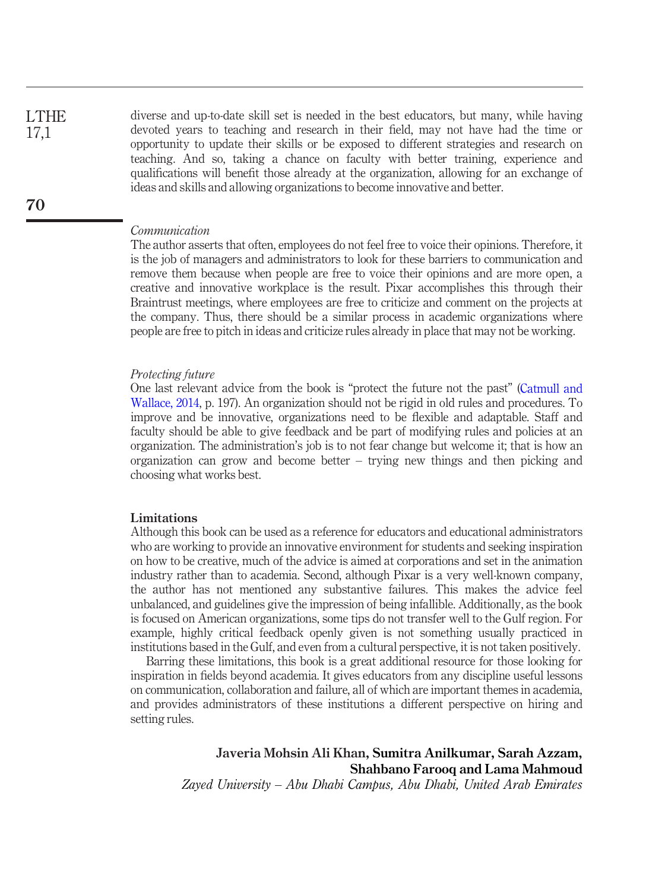diverse and up-to-date skill set is needed in the best educators, but many, while having devoted years to teaching and research in their field, may not have had the time or opportunity to update their skills or be exposed to different strategies and research on teaching. And so, taking a chance on faculty with better training, experience and qualifications will benefit those already at the organization, allowing for an exchange of ideas and skills and allowing organizations to become innovative and better.

*Communication*

The author asserts that often, employees do not feel free to voice their opinions. Therefore, it is the job of managers and administrators to look for these barriers to communication and remove them because when people are free to voice their opinions and are more open, a creative and innovative workplace is the result. Pixar accomplishes this through their Braintrust meetings, where employees are free to criticize and comment on the projects at the company. Thus, there should be a similar process in academic organizations where people are free to pitch in ideas and criticize rules already in place that may not be working.

*Protecting future*

One last relevant advice from the book is "protect the future not the past" (Catmull and Wallace, 2014, p. 197). An organization should not be rigid in old rules and procedures. To improve and be innovative, organizations need to be flexible and adaptable. Staff and faculty should be able to give feedback and be part of modifying rules and policies at an organization. The administration's job is to not fear change but welcome it; that is how an organization can grow and become better – trying new things and then picking and choosing what works best.

**Limitations**

Although this book can be used as a reference for educators and educational administrators who are working to provide an innovative environment for students and seeking inspiration on how to be creative, much of the advice is aimed at corporations and set in the animation industry rather than to academia. Second, although Pixar is a very well-known company, the author has not mentioned any substantive failures. This makes the advice feel unbalanced, and guidelines give the impression of being infallible. Additionally, as the book is focused on American organizations, some tips do not transfer well to the Gulf region. For example, highly critical feedback openly given is not something usually practiced in institutions based in the Gulf, and even from a cultural perspective, it is not taken positively.

Barring these limitations, this book is a great additional resource for those looking for inspiration in fields beyond academia. It gives educators from any discipline useful lessons on communication, collaboration and failure, all of which are important themes in academia, and provides administrators of these institutions a different perspective on hiring and setting rules.

**Javeria Mohsin Ali Khan, Sumitra Anilkumar, Sarah Azzam, Shahbano Farooq and Lama Mahmoud**

*Zayed University – Abu Dhabi Campus, Abu Dhabi, United Arab Emirates*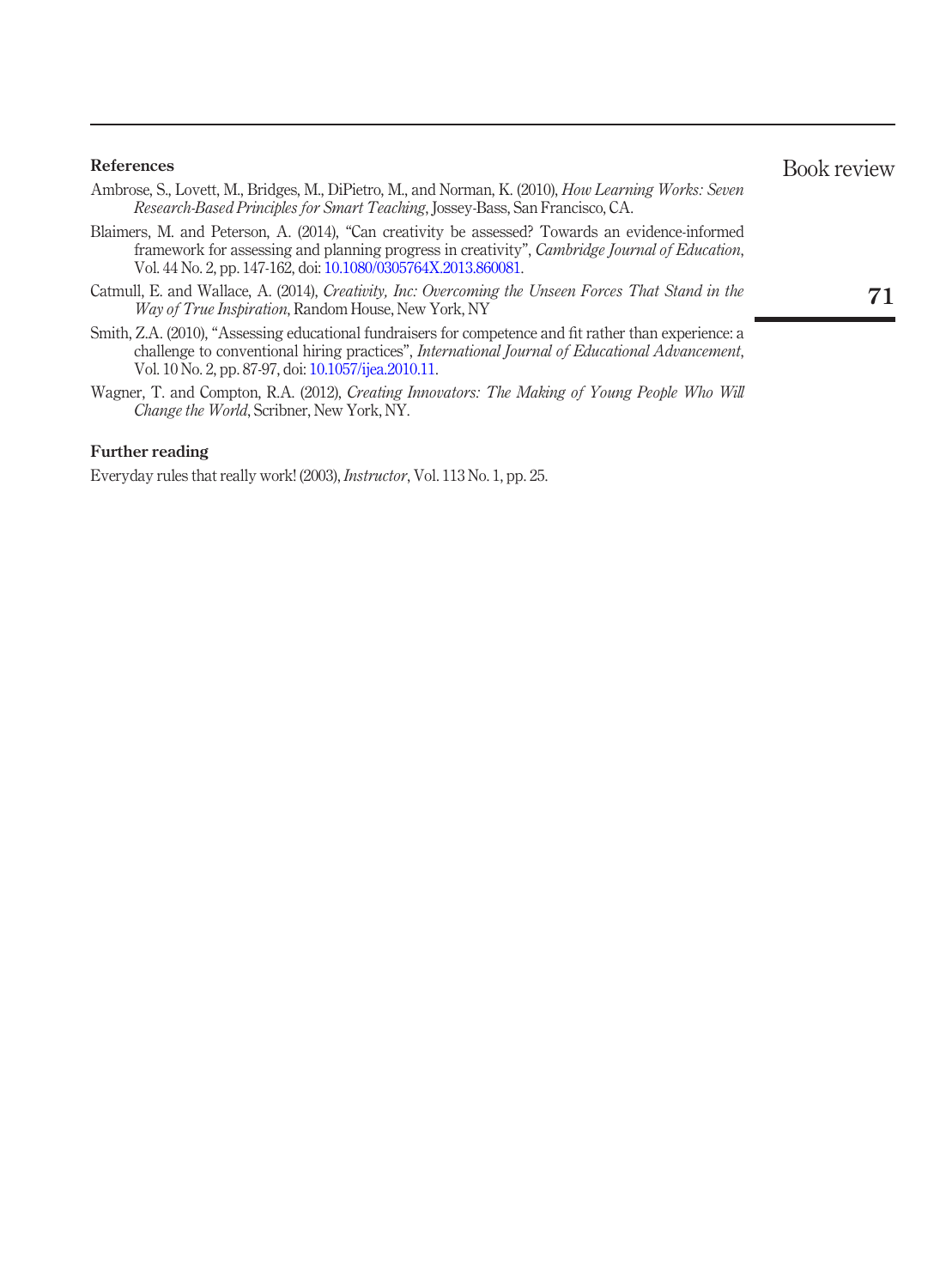## References

Ambrose, S., Lovett, M., Bridges, M., DiPietro, M., and Norman, K. (2010), *How Learning Works: Seven Research-Based Principles for Smart Teaching*, Jossey-Bass, San Francisco, CA.

Blaimers, M. and Peterson, A. (2014), "Can creativity be assessed? Towards an evidence-informed framework for assessing and planning progress in creativity", *Cambridge Journal of Education*, Vol. 44 No. 2, pp. 147-162, doi: 10.1080/0305764X.2013.860081.

Catmull, E. and Wallace, A. (2014), *Creativity, Inc: Overcoming the Unseen Forces That Stand in the Way of True Inspiration*, Random House, New York, NY

Smith, Z.A. (2010), "Assessing educational fundraisers for competence and fit rather than experience: a challenge to conventional hiring practices", *International Journal of Educational Advancement*, Vol. 10 No. 2, pp. 87-97, doi: 10.1057/ijea.2010.11.

Wagner, T. and Compton, R.A. (2012), *Creating Innovators: The Making of Young People Who Will Change the World*, Scribner, New York, NY.

## Further reading

Everyday rules that really work! (2003), *Instructor*, Vol. 113 No. 1, pp. 25.